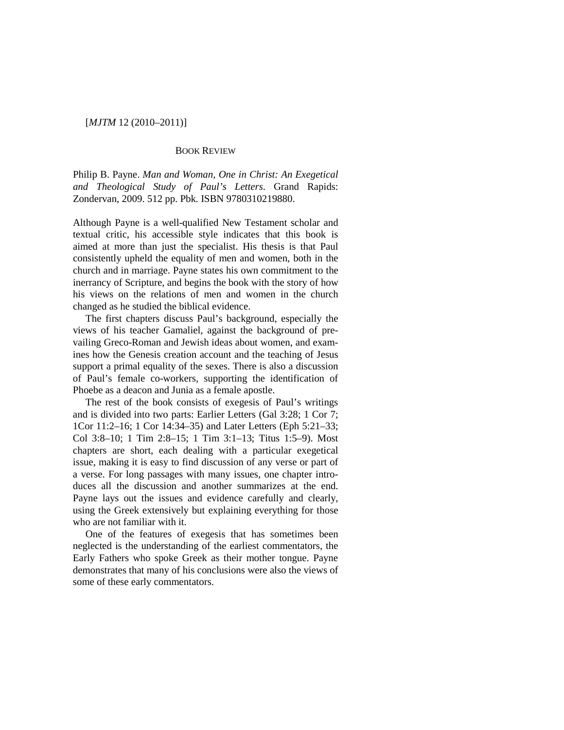BOOK REVIEW

Philip B. Payne. *Man and Woman, One in Christ: An Exegetical and Theological Study of Paul's Letters*. Grand Rapids: Zondervan, 2009. 512 pp. Pbk. ISBN 9780310219880.

Although Payne is a well-qualified New Testament scholar and textual critic, his accessible style indicates that this book is aimed at more than just the specialist. His thesis is that Paul consistently upheld the equality of men and women, both in the church and in marriage. Payne states his own commitment to the inerrancy of Scripture, and begins the book with the story of how his views on the relations of men and women in the church changed as he studied the biblical evidence.

The first chapters discuss Paul's background, especially the views of his teacher Gamaliel, against the background of prevailing Greco-Roman and Jewish ideas about women, and examines how the Genesis creation account and the teaching of Jesus support a primal equality of the sexes. There is also a discussion of Paul's female co-workers, supporting the identification of Phoebe as a deacon and Junia as a female apostle.

The rest of the book consists of exegesis of Paul's writings and is divided into two parts: Earlier Letters (Gal 3:28; 1 Cor 7; 1Cor 11:2–16; 1 Cor 14:34–35) and Later Letters (Eph 5:21–33; Col 3:8–10; 1 Tim 2:8–15; 1 Tim 3:1–13; Titus 1:5–9). Most chapters are short, each dealing with a particular exegetical issue, making it is easy to find discussion of any verse or part of a verse. For long passages with many issues, one chapter introduces all the discussion and another summarizes at the end. Payne lays out the issues and evidence carefully and clearly, using the Greek extensively but explaining everything for those who are not familiar with it.

One of the features of exegesis that has sometimes been neglected is the understanding of the earliest commentators, the Early Fathers who spoke Greek as their mother tongue. Payne demonstrates that many of his conclusions were also the views of some of these early commentators.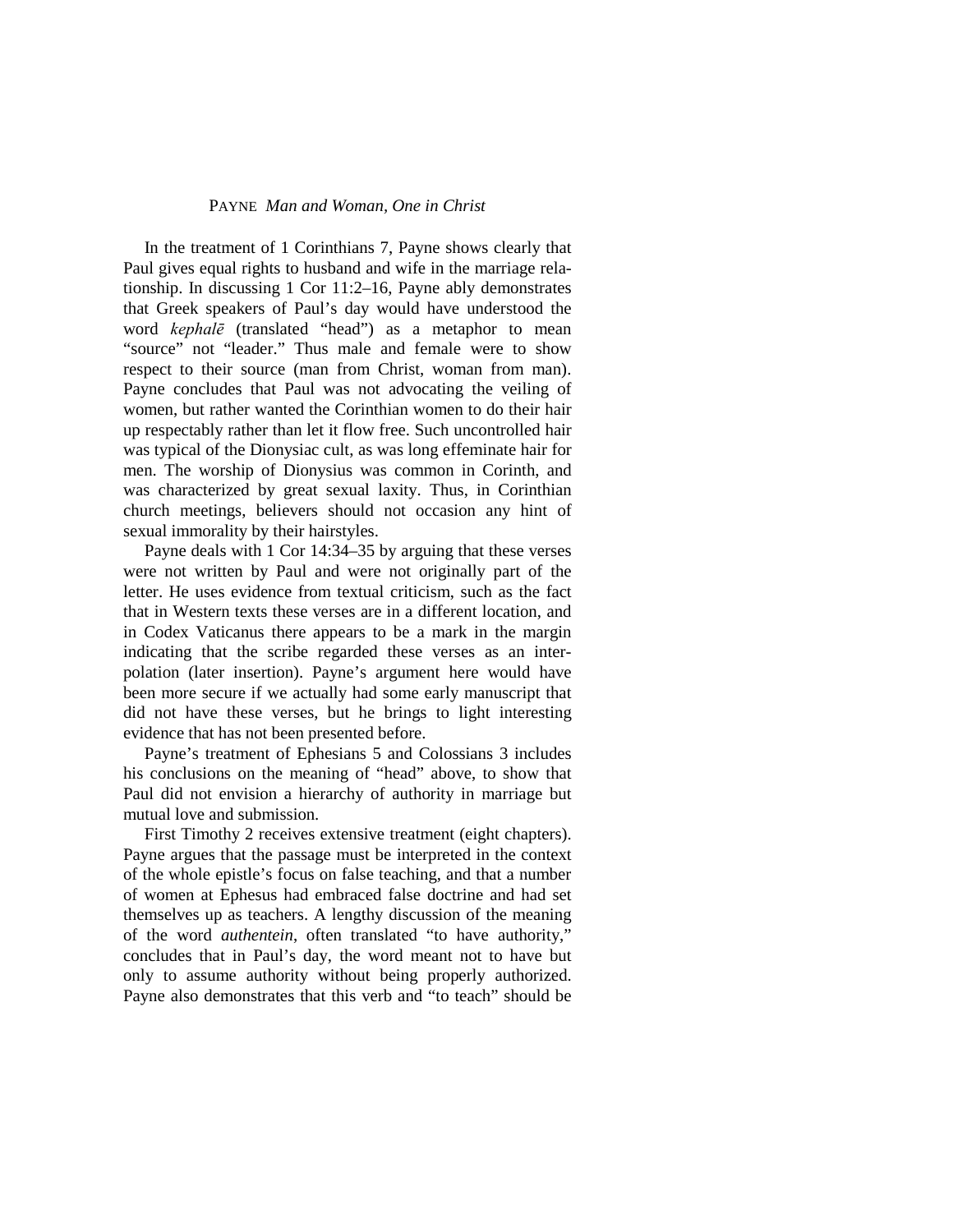In the treatment of 1 Corinthians 7, Payne shows clearly that Paul gives equal rights to husband and wife in the marriage relationship. In discussing 1 Cor 11:2–16, Payne ably demonstrates that Greek speakers of Paul's day would have understood the word *kephalē* (translated "head") as a metaphor to mean "source" not "leader." Thus male and female were to show respect to their source (man from Christ, woman from man). Payne concludes that Paul was not advocating the veiling of women, but rather wanted the Corinthian women to do their hair up respectably rather than let it flow free. Such uncontrolled hair was typical of the Dionysiac cult, as was long effeminate hair for men. The worship of Dionysius was common in Corinth, and was characterized by great sexual laxity. Thus, in Corinthian church meetings, believers should not occasion any hint of sexual immorality by their hairstyles.

Payne deals with 1 Cor 14:34–35 by arguing that these verses were not written by Paul and were not originally part of the letter. He uses evidence from textual criticism, such as the fact that in Western texts these verses are in a different location, and in Codex Vaticanus there appears to be a mark in the margin indicating that the scribe regarded these verses as an interpolation (later insertion). Payne's argument here would have been more secure if we actually had some early manuscript that did not have these verses, but he brings to light interesting evidence that has not been presented before.

Payne's treatment of Ephesians 5 and Colossians 3 includes his conclusions on the meaning of "head" above, to show that Paul did not envision a hierarchy of authority in marriage but mutual love and submission.

First Timothy 2 receives extensive treatment (eight chapters). Payne argues that the passage must be interpreted in the context of the whole epistle's focus on false teaching, and that a number of women at Ephesus had embraced false doctrine and had set themselves up as teachers. A lengthy discussion of the meaning of the word *authentein*, often translated "to have authority," concludes that in Paul's day, the word meant not to have but only to assume authority without being properly authorized. Payne also demonstrates that this verb and "to teach" should be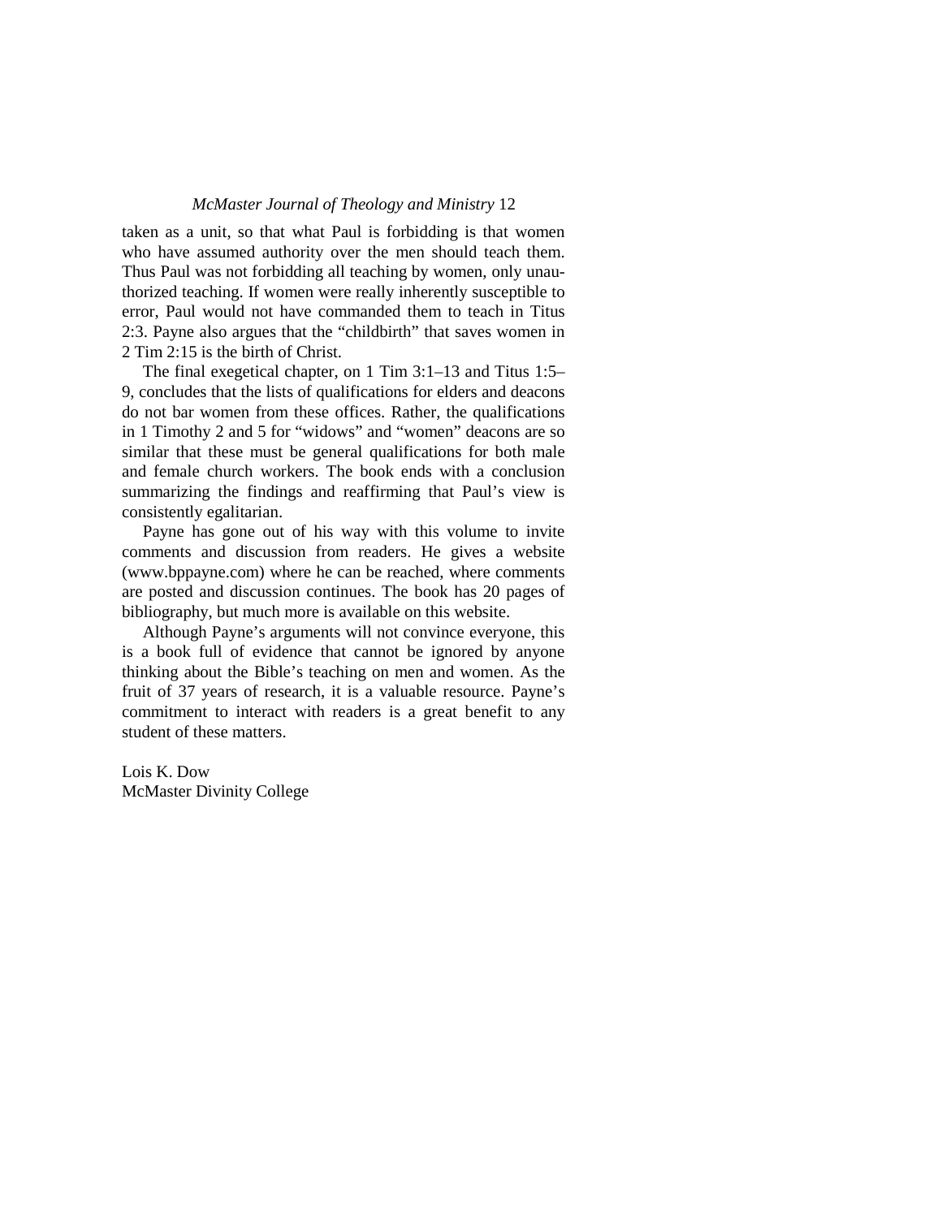taken as a unit, so that what Paul is forbidding is that women who have assumed authority over the men should teach them. Thus Paul was not forbidding all teaching by women, only unauthorized teaching. If women were really inherently susceptible to error, Paul would not have commanded them to teach in Titus 2:3. Payne also argues that the "childbirth" that saves women in 2 Tim 2:15 is the birth of Christ.

The final exegetical chapter, on 1 Tim 3:1–13 and Titus 1:5–9, concludes that the lists of qualifications for elders and deacons do not bar women from these offices. Rather, the qualifications in 1 Timothy 2 and 5 for "widows" and "women" deacons are so similar that these must be general qualifications for both male and female church workers. The book ends with a conclusion summarizing the findings and reaffirming that Paul's view is consistently egalitarian.

Payne has gone out of his way with this volume to invite comments and discussion from readers. He gives a website (www.bppayne.com) where he can be reached, where comments are posted and discussion continues. The book has 20 pages of bibliography, but much more is available on this website.

Although Payne's arguments will not convince everyone, this is a book full of evidence that cannot be ignored by anyone thinking about the Bible's teaching on men and women. As the fruit of 37 years of research, it is a valuable resource. Payne's commitment to interact with readers is a great benefit to any student of these matters.

Lois K. Dow
McMaster Divinity College